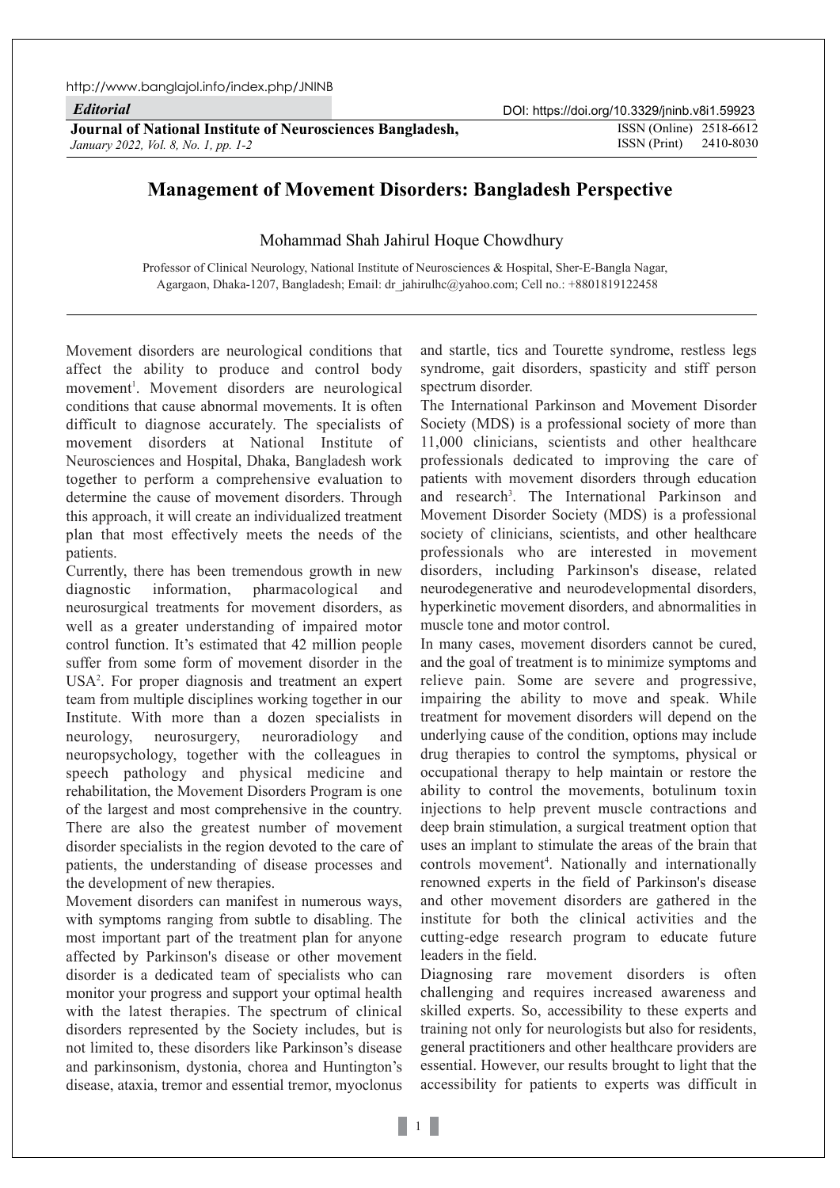*Editorial*

# Management of Movement Disorders: Bangladesh Perspective

Mohammad Shah Jahirul Hoque Chowdhury

Professor of Clinical Neurology, National Institute of Neurosciences & Hospital, Sher-E-Bangla Nagar, Agargaon, Dhaka-1207, Bangladesh; Email: dr_jahirulhc@yahoo.com; Cell no.: +8801819122458

Movement disorders are neurological conditions that affect the ability to produce and control body movement[1]. Movement disorders are neurological conditions that cause abnormal movements. It is often difficult to diagnose accurately. The specialists of movement disorders at National Institute of Neurosciences and Hospital, Dhaka, Bangladesh work together to perform a comprehensive evaluation to determine the cause of movement disorders. Through this approach, it will create an individualized treatment plan that most effectively meets the needs of the patients.

Currently, there has been tremendous growth in new diagnostic information, pharmacological and neurosurgical treatments for movement disorders, as well as a greater understanding of impaired motor control function. It's estimated that 42 million people suffer from some form of movement disorder in the USA[2]. For proper diagnosis and treatment an expert team from multiple disciplines working together in our Institute. With more than a dozen specialists in neurology, neurosurgery, neuroradiology and neuropsychology, together with the colleagues in speech pathology and physical medicine and rehabilitation, the Movement Disorders Program is one of the largest and most comprehensive in the country. There are also the greatest number of movement disorder specialists in the region devoted to the care of patients, the understanding of disease processes and the development of new therapies.

Movement disorders can manifest in numerous ways, with symptoms ranging from subtle to disabling. The most important part of the treatment plan for anyone affected by Parkinson's disease or other movement disorder is a dedicated team of specialists who can monitor your progress and support your optimal health with the latest therapies. The spectrum of clinical disorders represented by the Society includes, but is not limited to, these disorders like Parkinson's disease and parkinsonism, dystonia, chorea and Huntington's disease, ataxia, tremor and essential tremor, myoclonus and startle, tics and Tourette syndrome, restless legs syndrome, gait disorders, spasticity and stiff person spectrum disorder.

The International Parkinson and Movement Disorder Society (MDS) is a professional society of more than 11,000 clinicians, scientists and other healthcare professionals dedicated to improving the care of patients with movement disorders through education and research[3]. The International Parkinson and Movement Disorder Society (MDS) is a professional society of clinicians, scientists, and other healthcare professionals who are interested in movement disorders, including Parkinson's disease, related neurodegenerative and neurodevelopmental disorders, hyperkinetic movement disorders, and abnormalities in muscle tone and motor control.

In many cases, movement disorders cannot be cured, and the goal of treatment is to minimize symptoms and relieve pain. Some are severe and progressive, impairing the ability to move and speak. While treatment for movement disorders will depend on the underlying cause of the condition, options may include drug therapies to control the symptoms, physical or occupational therapy to help maintain or restore the ability to control the movements, botulinum toxin injections to help prevent muscle contractions and deep brain stimulation, a surgical treatment option that uses an implant to stimulate the areas of the brain that controls movement[4]. Nationally and internationally renowned experts in the field of Parkinson's disease and other movement disorders are gathered in the institute for both the clinical activities and the cutting-edge research program to educate future leaders in the field.

Diagnosing rare movement disorders is often challenging and requires increased awareness and skilled experts. So, accessibility to these experts and training not only for neurologists but also for residents, general practitioners and other healthcare providers are essential. However, our results brought to light that the accessibility for patients to experts was difficult in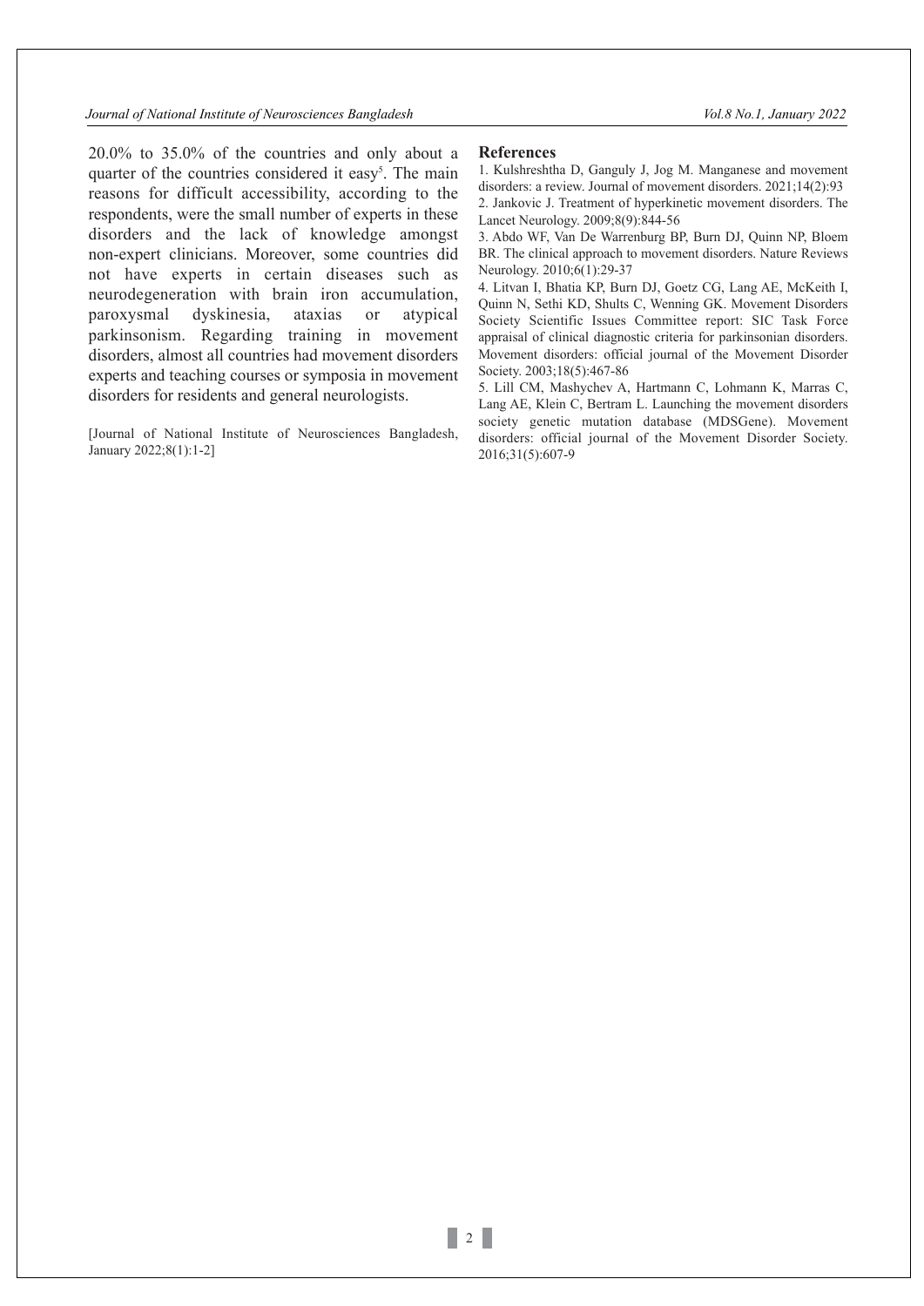20.0% to 35.0% of the countries and only about a quarter of the countries considered it easy[5]. The main reasons for difficult accessibility, according to the respondents, were the small number of experts in these disorders and the lack of knowledge amongst non-expert clinicians. Moreover, some countries did not have experts in certain diseases such as neurodegeneration with brain iron accumulation, paroxysmal dyskinesia, ataxias or atypical parkinsonism. Regarding training in movement disorders, almost all countries had movement disorders experts and teaching courses or symposia in movement disorders for residents and general neurologists.

[Journal of National Institute of Neurosciences Bangladesh, January 2022;8(1):1-2]

## References

1. Kulshreshtha D, Ganguly J, Jog M. Manganese and movement disorders: a review. Journal of movement disorders. 2021;14(2):93
2. Jankovic J. Treatment of hyperkinetic movement disorders. The Lancet Neurology. 2009;8(9):844-56
3. Abdo WF, Van De Warrenburg BP, Burn DJ, Quinn NP, Bloem BR. The clinical approach to movement disorders. Nature Reviews Neurology. 2010;6(1):29-37
4. Litvan I, Bhatia KP, Burn DJ, Goetz CG, Lang AE, McKeith I, Quinn N, Sethi KD, Shults C, Wenning GK. Movement Disorders Society Scientific Issues Committee report: SIC Task Force appraisal of clinical diagnostic criteria for parkinsonian disorders. Movement disorders: official journal of the Movement Disorder Society. 2003;18(5):467-86
5. Lill CM, Mashychev A, Hartmann C, Lohmann K, Marras C, Lang AE, Klein C, Bertram L. Launching the movement disorders society genetic mutation database (MDSGene). Movement disorders: official journal of the Movement Disorder Society. 2016;31(5):607-9